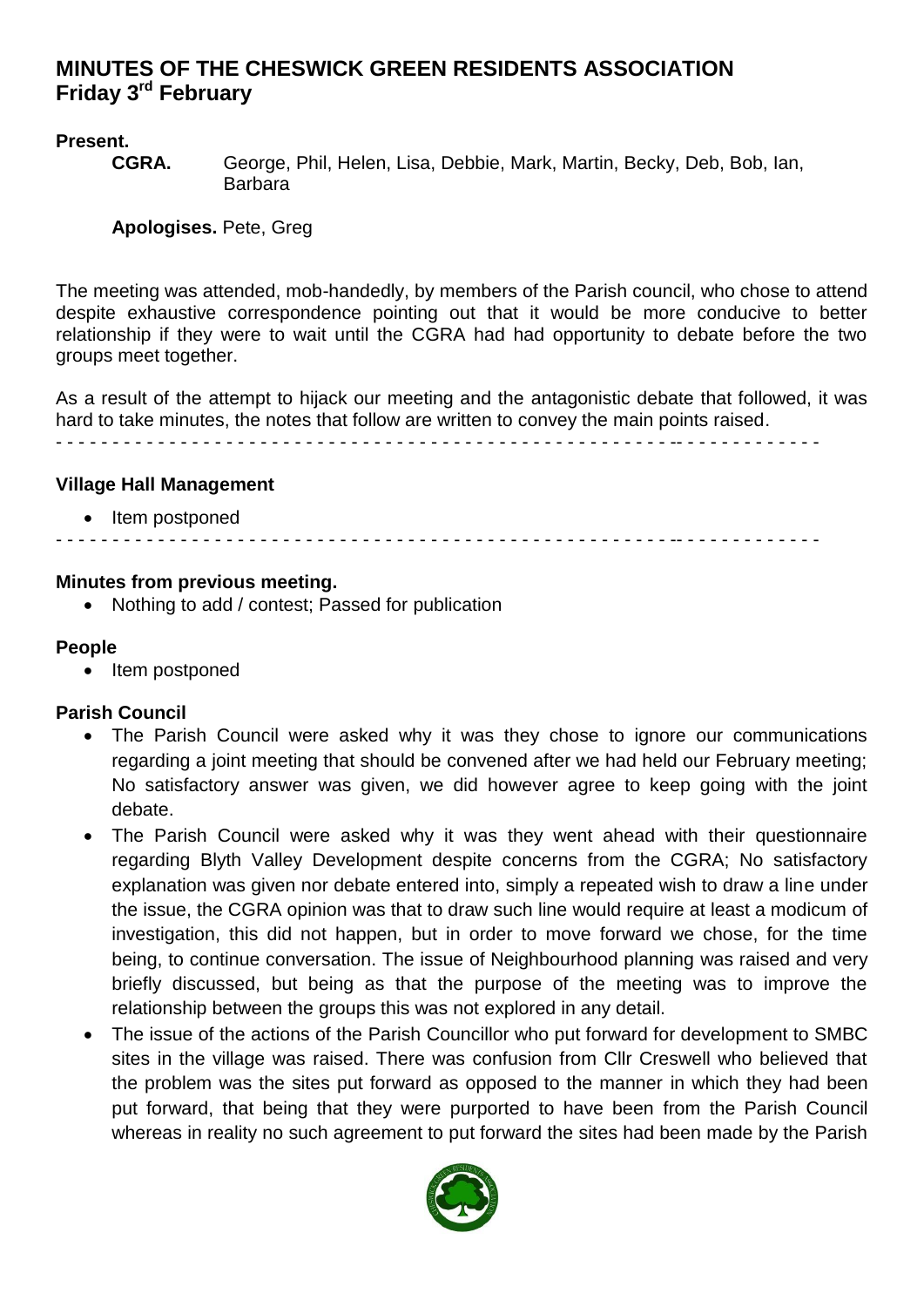# MINUTES OF THE CHESWICK GREEN RESIDENTS ASSOCIATION
## Friday 3rd February

**Present.**

**CGRA.** George, Phil, Helen, Lisa, Debbie, Mark, Martin, Becky, Deb, Bob, Ian, Barbara

**Apologises.** Pete, Greg

The meeting was attended, mob-handedly, by members of the Parish council, who chose to attend despite exhaustive correspondence pointing out that it would be more conducive to better relationship if they were to wait until the CGRA had had opportunity to debate before the two groups meet together.

As a result of the attempt to hijack our meeting and the antagonistic debate that followed, it was hard to take minutes, the notes that follow are written to convey the main points raised.

- - - - - - - - - - - - - - - - - - - - - - - - - - - - - - - - - - - - - - - - - - - - - - - - - - - - - - - - - - - - - - - - - -

**Village Hall Management**

- Item postponed

- - - - - - - - - - - - - - - - - - - - - - - - - - - - - - - - - - - - - - - - - - - - - - - - - - - - - - - - - - - - - - - - - -

**Minutes from previous meeting.**

- Nothing to add / contest; Passed for publication

**People**

- Item postponed

**Parish Council**

- The Parish Council were asked why it was they chose to ignore our communications regarding a joint meeting that should be convened after we had held our February meeting; No satisfactory answer was given, we did however agree to keep going with the joint debate.
- The Parish Council were asked why it was they went ahead with their questionnaire regarding Blyth Valley Development despite concerns from the CGRA; No satisfactory explanation was given nor debate entered into, simply a repeated wish to draw a line under the issue, the CGRA opinion was that to draw such line would require at least a modicum of investigation, this did not happen, but in order to move forward we chose, for the time being, to continue conversation. The issue of Neighbourhood planning was raised and very briefly discussed, but being as that the purpose of the meeting was to improve the relationship between the groups this was not explored in any detail.
- The issue of the actions of the Parish Councillor who put forward for development to SMBC sites in the village was raised. There was confusion from Cllr Creswell who believed that the problem was the sites put forward as opposed to the manner in which they had been put forward, that being that they were purported to have been from the Parish Council whereas in reality no such agreement to put forward the sites had been made by the Parish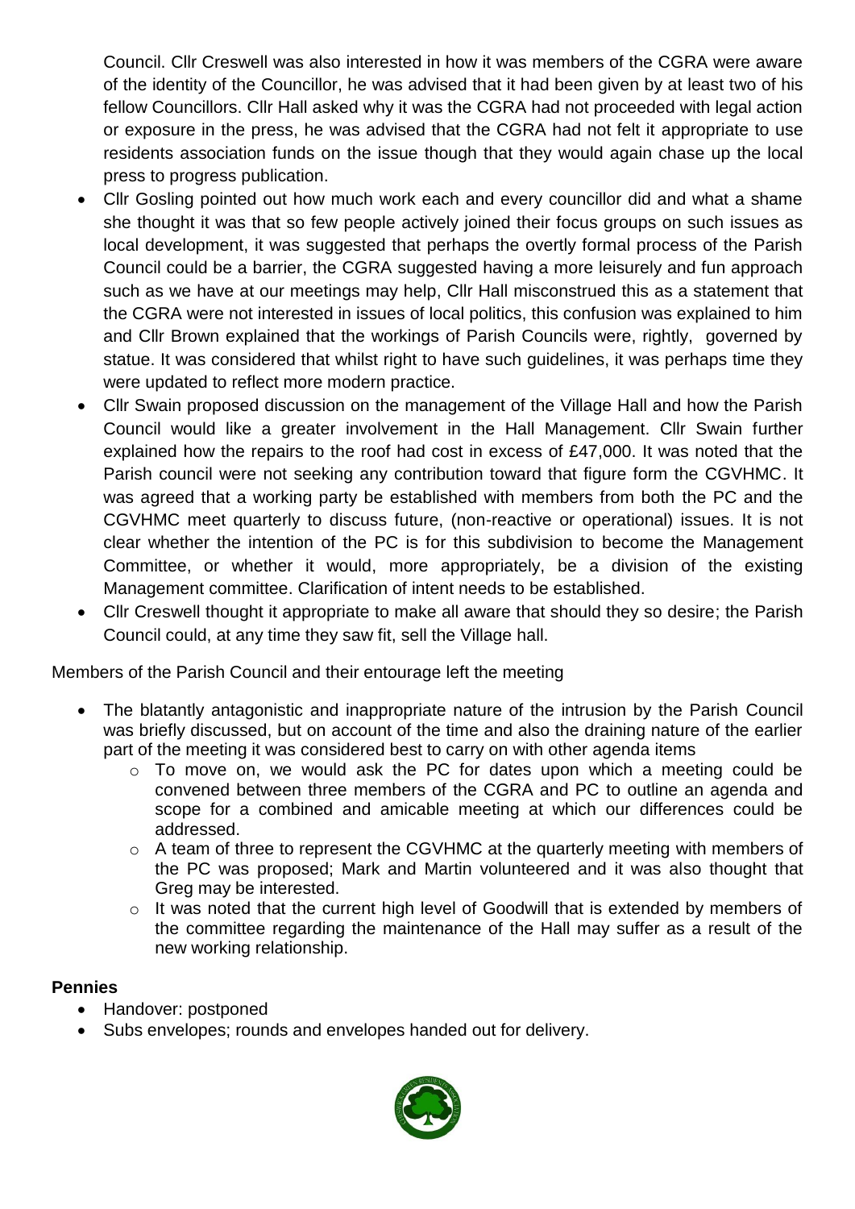Council. Cllr Creswell was also interested in how it was members of the CGRA were aware of the identity of the Councillor, he was advised that it had been given by at least two of his fellow Councillors. Cllr Hall asked why it was the CGRA had not proceeded with legal action or exposure in the press, he was advised that the CGRA had not felt it appropriate to use residents association funds on the issue though that they would again chase up the local press to progress publication.

- Cllr Gosling pointed out how much work each and every councillor did and what a shame she thought it was that so few people actively joined their focus groups on such issues as local development, it was suggested that perhaps the overtly formal process of the Parish Council could be a barrier, the CGRA suggested having a more leisurely and fun approach such as we have at our meetings may help, Cllr Hall misconstrued this as a statement that the CGRA were not interested in issues of local politics, this confusion was explained to him and Cllr Brown explained that the workings of Parish Councils were, rightly, governed by statue. It was considered that whilst right to have such guidelines, it was perhaps time they were updated to reflect more modern practice.
- Cllr Swain proposed discussion on the management of the Village Hall and how the Parish Council would like a greater involvement in the Hall Management. Cllr Swain further explained how the repairs to the roof had cost in excess of £47,000. It was noted that the Parish council were not seeking any contribution toward that figure form the CGVHMC. It was agreed that a working party be established with members from both the PC and the CGVHMC meet quarterly to discuss future, (non-reactive or operational) issues. It is not clear whether the intention of the PC is for this subdivision to become the Management Committee, or whether it would, more appropriately, be a division of the existing Management committee. Clarification of intent needs to be established.
- Cllr Creswell thought it appropriate to make all aware that should they so desire; the Parish Council could, at any time they saw fit, sell the Village hall.

Members of the Parish Council and their entourage left the meeting

- The blatantly antagonistic and inappropriate nature of the intrusion by the Parish Council was briefly discussed, but on account of the time and also the draining nature of the earlier part of the meeting it was considered best to carry on with other agenda items
  - To move on, we would ask the PC for dates upon which a meeting could be convened between three members of the CGRA and PC to outline an agenda and scope for a combined and amicable meeting at which our differences could be addressed.
  - A team of three to represent the CGVHMC at the quarterly meeting with members of the PC was proposed; Mark and Martin volunteered and it was also thought that Greg may be interested.
  - It was noted that the current high level of Goodwill that is extended by members of the committee regarding the maintenance of the Hall may suffer as a result of the new working relationship.

**Pennies**

- Handover: postponed
- Subs envelopes; rounds and envelopes handed out for delivery.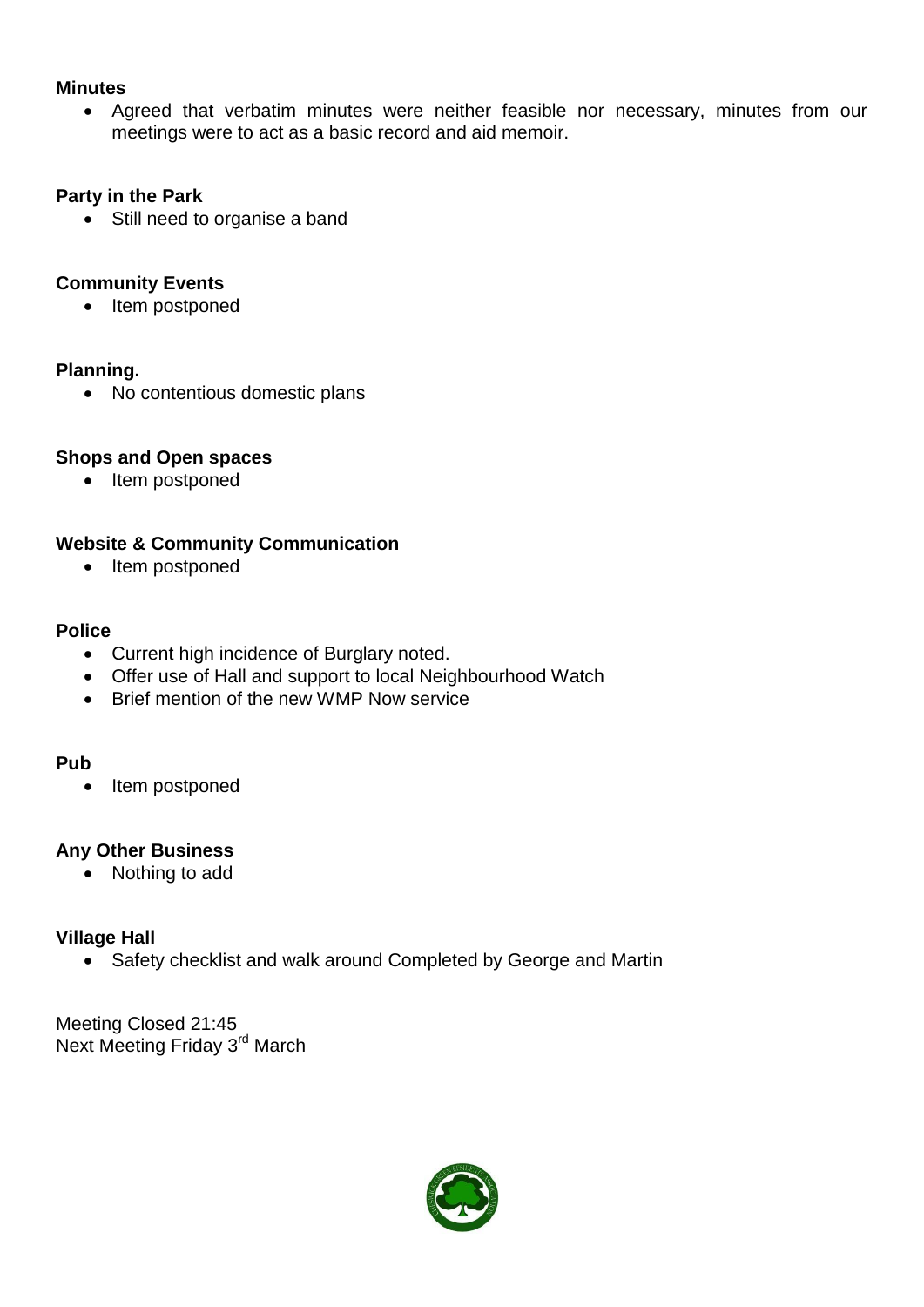**Minutes**

- Agreed that verbatim minutes were neither feasible nor necessary, minutes from our meetings were to act as a basic record and aid memoir.

**Party in the Park**

- Still need to organise a band

**Community Events**

- Item postponed

**Planning.**

- No contentious domestic plans

**Shops and Open spaces**

- Item postponed

**Website & Community Communication**

- Item postponed

**Police**

- Current high incidence of Burglary noted.
- Offer use of Hall and support to local Neighbourhood Watch
- Brief mention of the new WMP Now service

**Pub**

- Item postponed

**Any Other Business**

- Nothing to add

**Village Hall**

- Safety checklist and walk around Completed by George and Martin

Meeting Closed 21:45
Next Meeting Friday 3rd March